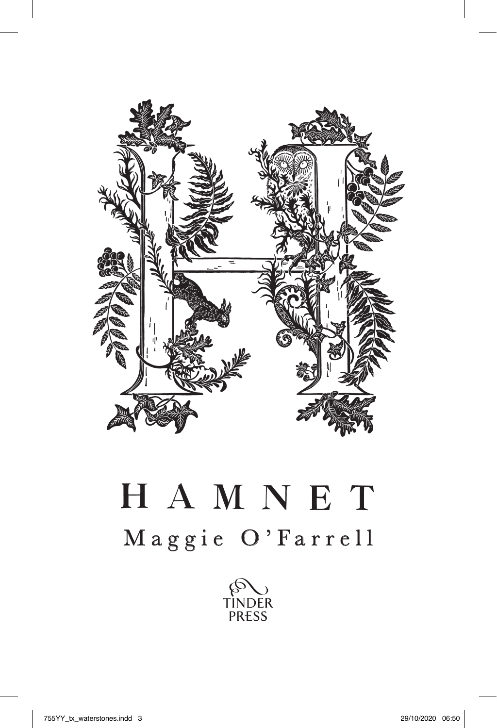# HAMNET

Maggie O'Farrell

TINDER PRESS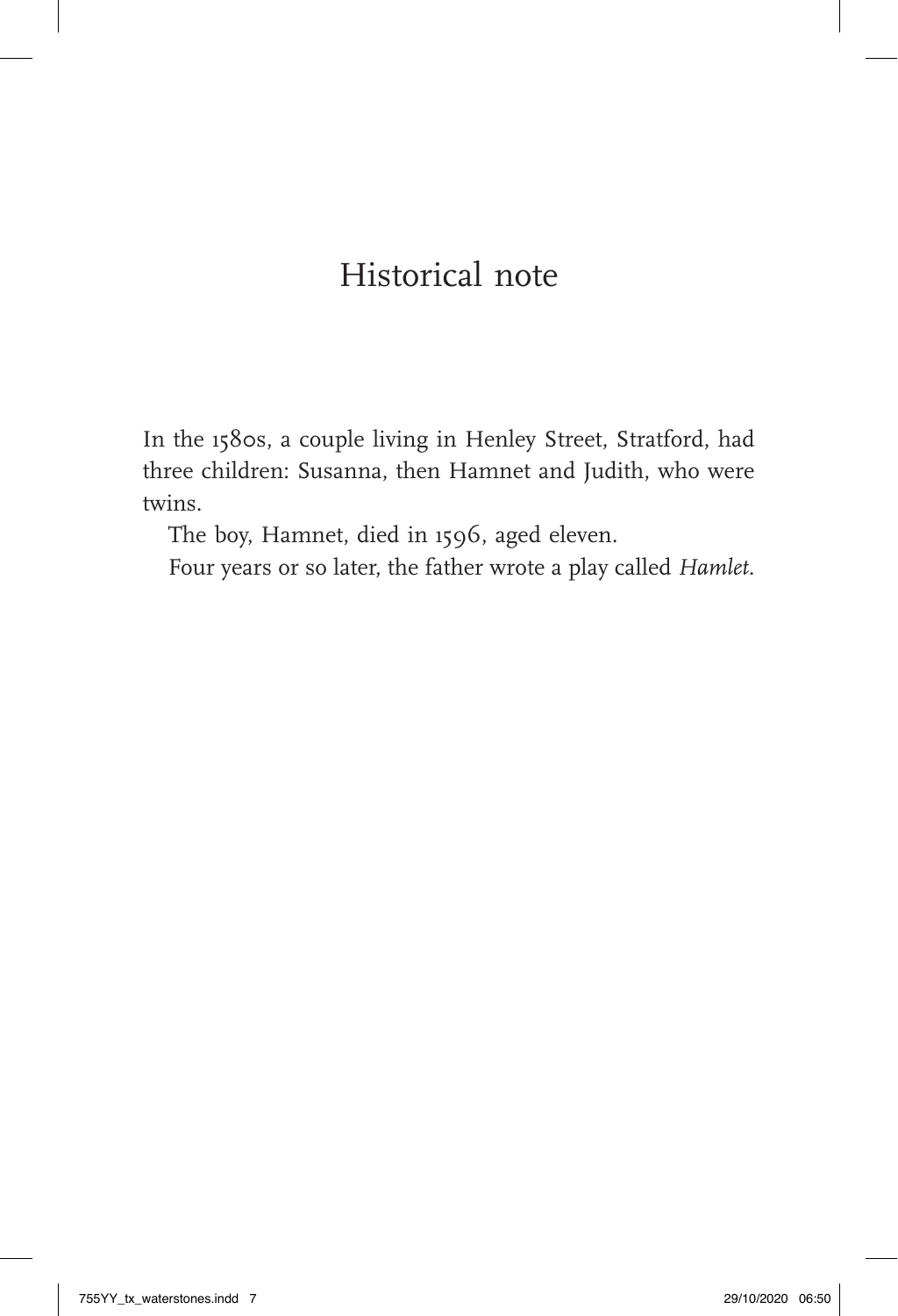# Historical note

In the 1580s, a couple living in Henley Street, Stratford, had three children: Susanna, then Hamnet and Judith, who were twins.

The boy, Hamnet, died in 1596, aged eleven.

Four years or so later, the father wrote a play called *Hamlet*.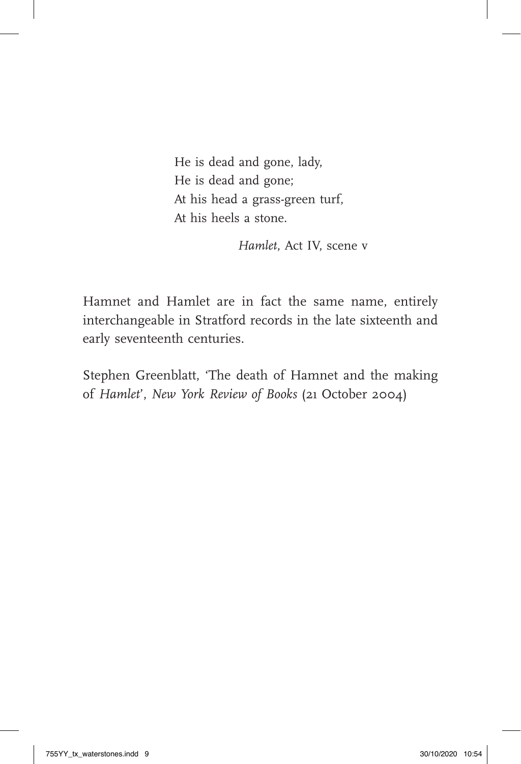He is dead and gone, lady,  
He is dead and gone;  
At his head a grass-green turf,  
At his heels a stone.

*Hamlet*, Act IV, scene v

Hamnet and Hamlet are in fact the same name, entirely interchangeable in Stratford records in the late sixteenth and early seventeenth centuries.

Stephen Greenblatt, 'The death of Hamnet and the making of *Hamlet*', *New York Review of Books* (21 October 2004)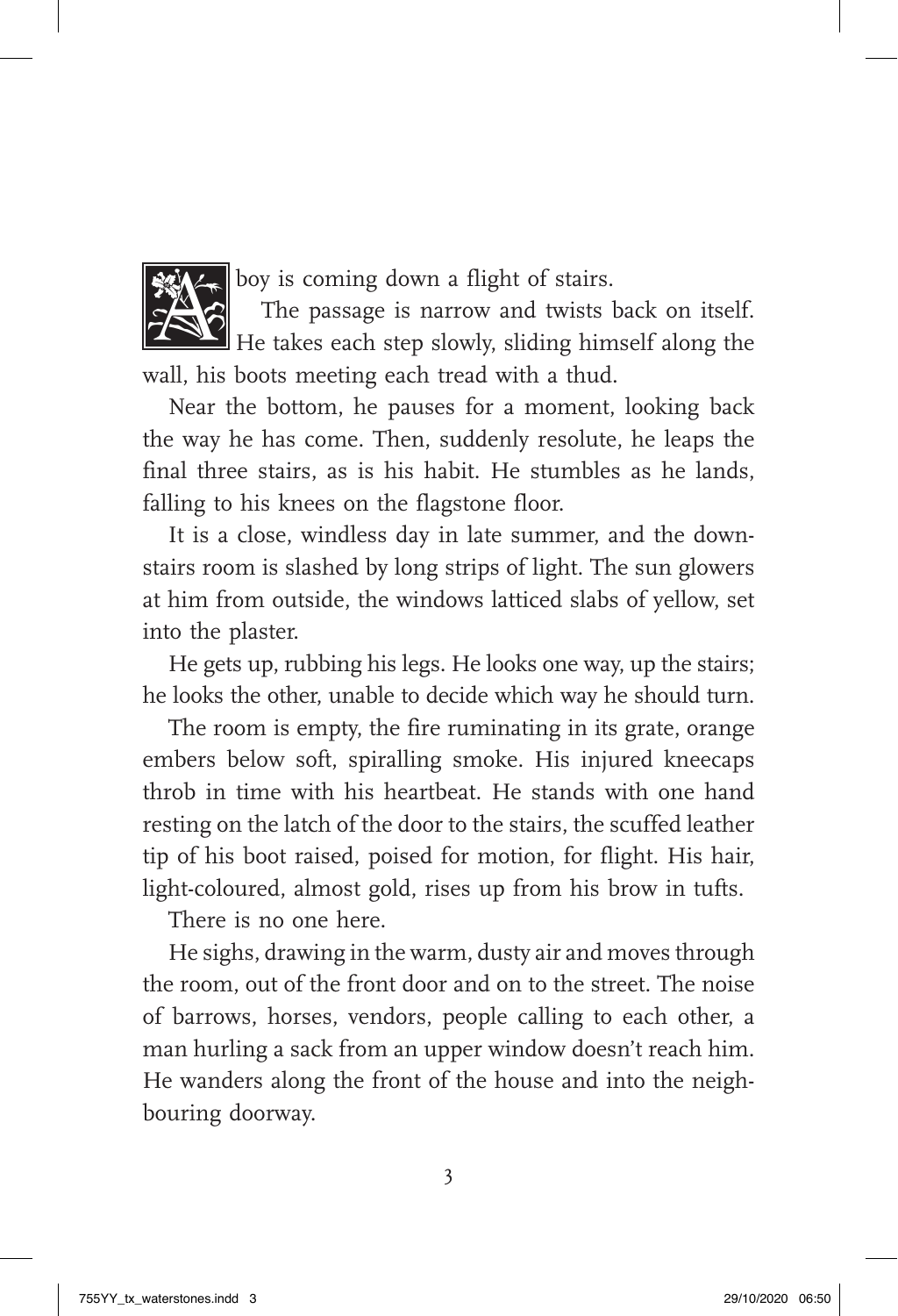A boy is coming down a flight of stairs.

The passage is narrow and twists back on itself. He takes each step slowly, sliding himself along the wall, his boots meeting each tread with a thud.

Near the bottom, he pauses for a moment, looking back the way he has come. Then, suddenly resolute, he leaps the final three stairs, as is his habit. He stumbles as he lands, falling to his knees on the flagstone floor.

It is a close, windless day in late summer, and the downstairs room is slashed by long strips of light. The sun glowers at him from outside, the windows latticed slabs of yellow, set into the plaster.

He gets up, rubbing his legs. He looks one way, up the stairs; he looks the other, unable to decide which way he should turn.

The room is empty, the fire ruminating in its grate, orange embers below soft, spiralling smoke. His injured kneecaps throb in time with his heartbeat. He stands with one hand resting on the latch of the door to the stairs, the scuffed leather tip of his boot raised, poised for motion, for flight. His hair, light-coloured, almost gold, rises up from his brow in tufts.

There is no one here.

He sighs, drawing in the warm, dusty air and moves through the room, out of the front door and on to the street. The noise of barrows, horses, vendors, people calling to each other, a man hurling a sack from an upper window doesn't reach him. He wanders along the front of the house and into the neighbouring doorway.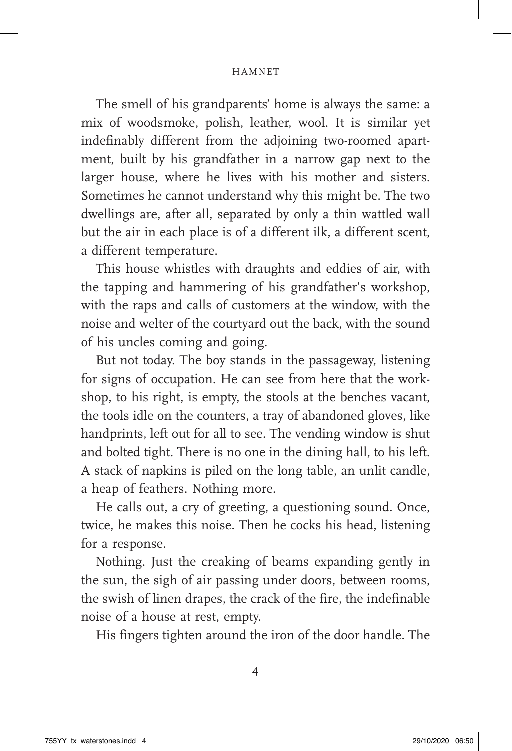The smell of his grandparents' home is always the same: a mix of woodsmoke, polish, leather, wool. It is similar yet indefinably different from the adjoining two-roomed apartment, built by his grandfather in a narrow gap next to the larger house, where he lives with his mother and sisters. Sometimes he cannot understand why this might be. The two dwellings are, after all, separated by only a thin wattled wall but the air in each place is of a different ilk, a different scent, a different temperature.

This house whistles with draughts and eddies of air, with the tapping and hammering of his grandfather's workshop, with the raps and calls of customers at the window, with the noise and welter of the courtyard out the back, with the sound of his uncles coming and going.

But not today. The boy stands in the passageway, listening for signs of occupation. He can see from here that the workshop, to his right, is empty, the stools at the benches vacant, the tools idle on the counters, a tray of abandoned gloves, like handprints, left out for all to see. The vending window is shut and bolted tight. There is no one in the dining hall, to his left. A stack of napkins is piled on the long table, an unlit candle, a heap of feathers. Nothing more.

He calls out, a cry of greeting, a questioning sound. Once, twice, he makes this noise. Then he cocks his head, listening for a response.

Nothing. Just the creaking of beams expanding gently in the sun, the sigh of air passing under doors, between rooms, the swish of linen drapes, the crack of the fire, the indefinable noise of a house at rest, empty.

His fingers tighten around the iron of the door handle. The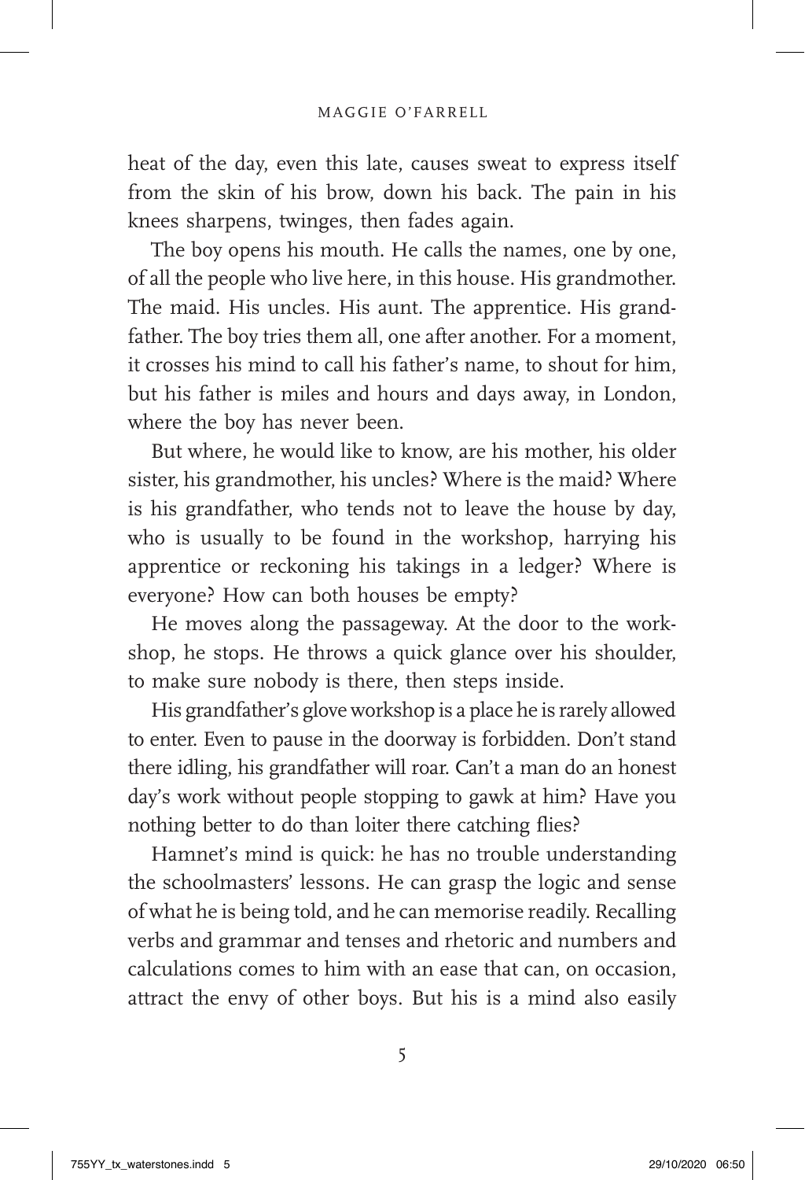heat of the day, even this late, causes sweat to express itself from the skin of his brow, down his back. The pain in his knees sharpens, twinges, then fades again.

The boy opens his mouth. He calls the names, one by one, of all the people who live here, in this house. His grandmother. The maid. His uncles. His aunt. The apprentice. His grandfather. The boy tries them all, one after another. For a moment, it crosses his mind to call his father's name, to shout for him, but his father is miles and hours and days away, in London, where the boy has never been.

But where, he would like to know, are his mother, his older sister, his grandmother, his uncles? Where is the maid? Where is his grandfather, who tends not to leave the house by day, who is usually to be found in the workshop, harrying his apprentice or reckoning his takings in a ledger? Where is everyone? How can both houses be empty?

He moves along the passageway. At the door to the workshop, he stops. He throws a quick glance over his shoulder, to make sure nobody is there, then steps inside.

His grandfather's glove workshop is a place he is rarely allowed to enter. Even to pause in the doorway is forbidden. Don't stand there idling, his grandfather will roar. Can't a man do an honest day's work without people stopping to gawk at him? Have you nothing better to do than loiter there catching flies?

Hamnet's mind is quick: he has no trouble understanding the schoolmasters' lessons. He can grasp the logic and sense of what he is being told, and he can memorise readily. Recalling verbs and grammar and tenses and rhetoric and numbers and calculations comes to him with an ease that can, on occasion, attract the envy of other boys. But his is a mind also easily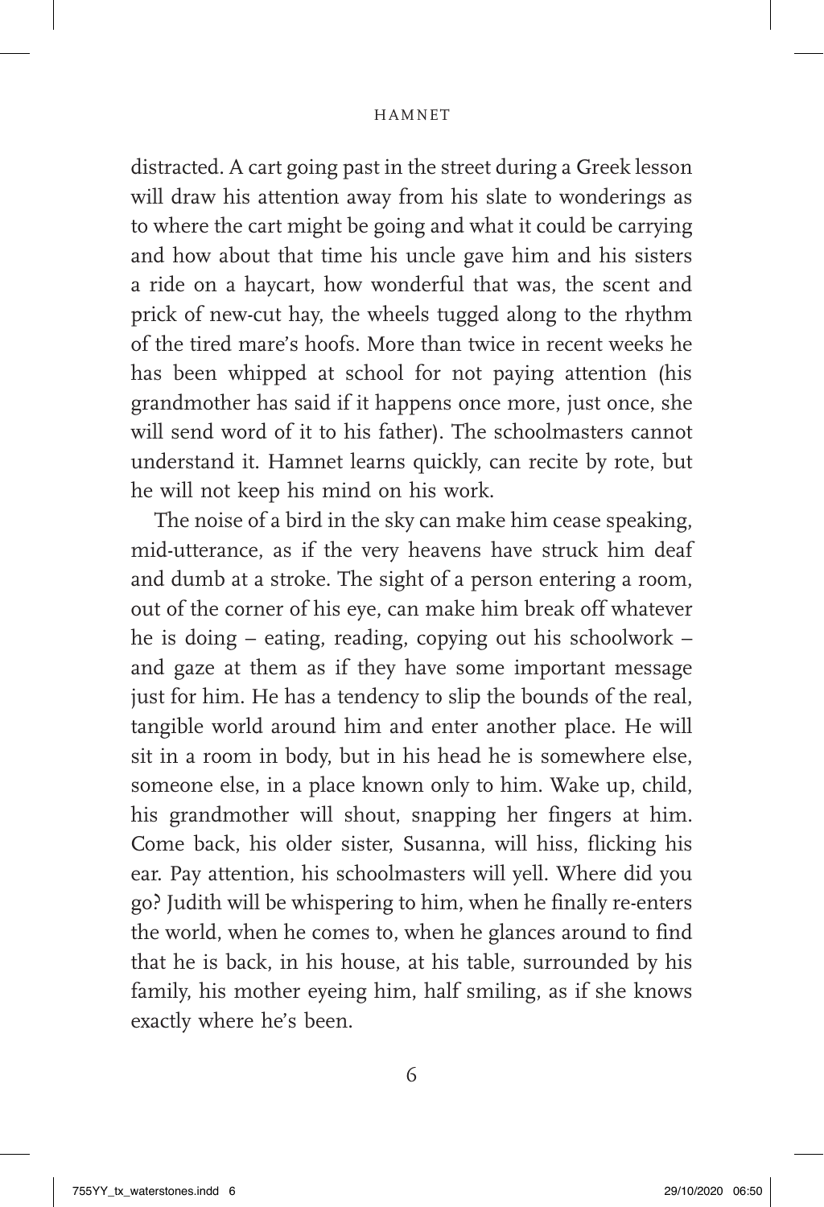distracted. A cart going past in the street during a Greek lesson will draw his attention away from his slate to wonderings as to where the cart might be going and what it could be carrying and how about that time his uncle gave him and his sisters a ride on a haycart, how wonderful that was, the scent and prick of new-cut hay, the wheels tugged along to the rhythm of the tired mare's hoofs. More than twice in recent weeks he has been whipped at school for not paying attention (his grandmother has said if it happens once more, just once, she will send word of it to his father). The schoolmasters cannot understand it. Hamnet learns quickly, can recite by rote, but he will not keep his mind on his work.

The noise of a bird in the sky can make him cease speaking, mid-utterance, as if the very heavens have struck him deaf and dumb at a stroke. The sight of a person entering a room, out of the corner of his eye, can make him break off whatever he is doing – eating, reading, copying out his schoolwork – and gaze at them as if they have some important message just for him. He has a tendency to slip the bounds of the real, tangible world around him and enter another place. He will sit in a room in body, but in his head he is somewhere else, someone else, in a place known only to him. Wake up, child, his grandmother will shout, snapping her fingers at him. Come back, his older sister, Susanna, will hiss, flicking his ear. Pay attention, his schoolmasters will yell. Where did you go? Judith will be whispering to him, when he finally re-enters the world, when he comes to, when he glances around to find that he is back, in his house, at his table, surrounded by his family, his mother eyeing him, half smiling, as if she knows exactly where he's been.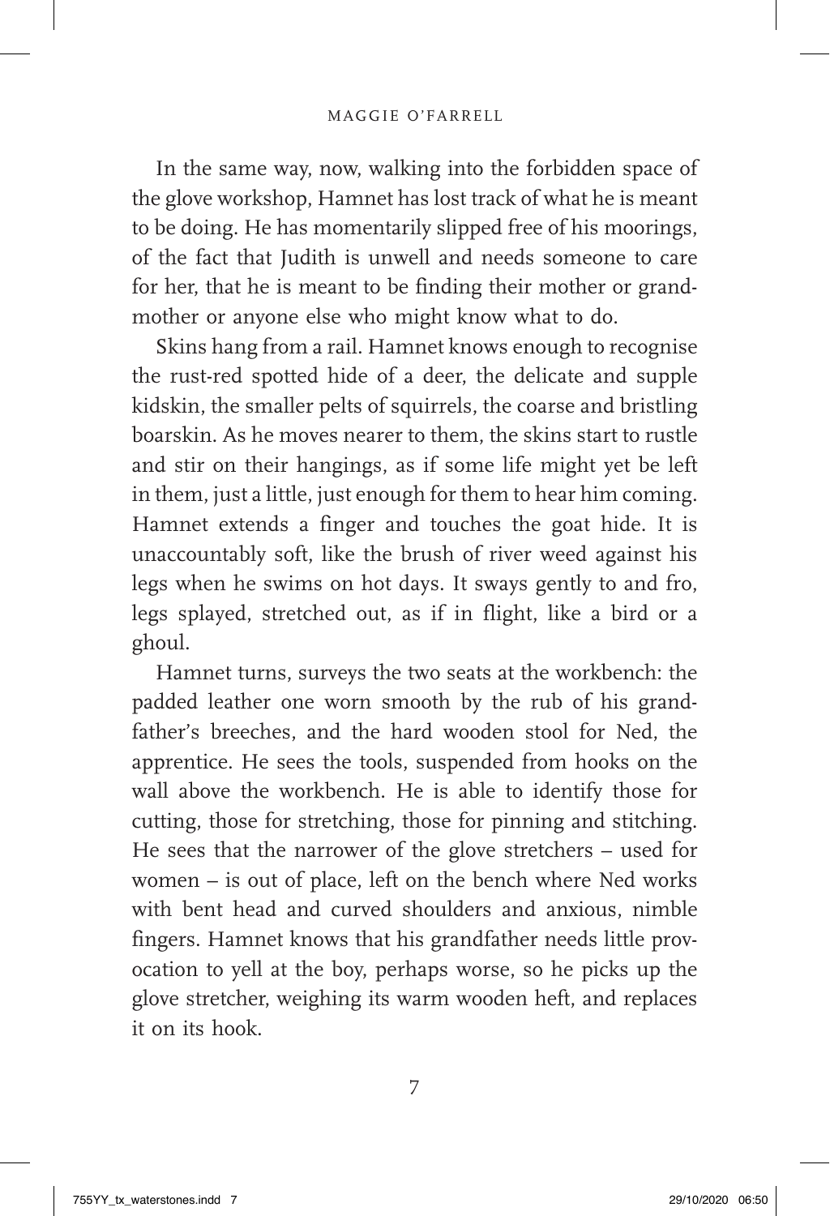In the same way, now, walking into the forbidden space of the glove workshop, Hamnet has lost track of what he is meant to be doing. He has momentarily slipped free of his moorings, of the fact that Judith is unwell and needs someone to care for her, that he is meant to be finding their mother or grandmother or anyone else who might know what to do.

Skins hang from a rail. Hamnet knows enough to recognise the rust-red spotted hide of a deer, the delicate and supple kidskin, the smaller pelts of squirrels, the coarse and bristling boarskin. As he moves nearer to them, the skins start to rustle and stir on their hangings, as if some life might yet be left in them, just a little, just enough for them to hear him coming. Hamnet extends a finger and touches the goat hide. It is unaccountably soft, like the brush of river weed against his legs when he swims on hot days. It sways gently to and fro, legs splayed, stretched out, as if in flight, like a bird or a ghoul.

Hamnet turns, surveys the two seats at the workbench: the padded leather one worn smooth by the rub of his grandfather's breeches, and the hard wooden stool for Ned, the apprentice. He sees the tools, suspended from hooks on the wall above the workbench. He is able to identify those for cutting, those for stretching, those for pinning and stitching. He sees that the narrower of the glove stretchers – used for women – is out of place, left on the bench where Ned works with bent head and curved shoulders and anxious, nimble fingers. Hamnet knows that his grandfather needs little provocation to yell at the boy, perhaps worse, so he picks up the glove stretcher, weighing its warm wooden heft, and replaces it on its hook.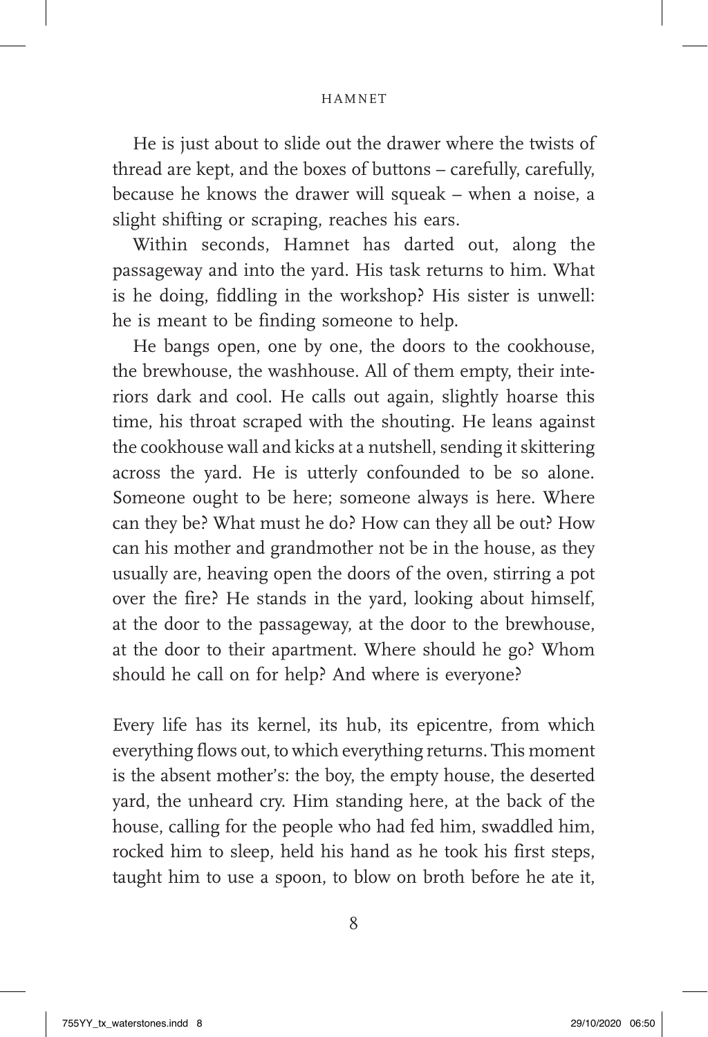He is just about to slide out the drawer where the twists of thread are kept, and the boxes of buttons – carefully, carefully, because he knows the drawer will squeak – when a noise, a slight shifting or scraping, reaches his ears.

Within seconds, Hamnet has darted out, along the passageway and into the yard. His task returns to him. What is he doing, fiddling in the workshop? His sister is unwell: he is meant to be finding someone to help.

He bangs open, one by one, the doors to the cookhouse, the brewhouse, the washhouse. All of them empty, their interiors dark and cool. He calls out again, slightly hoarse this time, his throat scraped with the shouting. He leans against the cookhouse wall and kicks at a nutshell, sending it skittering across the yard. He is utterly confounded to be so alone. Someone ought to be here; someone always is here. Where can they be? What must he do? How can they all be out? How can his mother and grandmother not be in the house, as they usually are, heaving open the doors of the oven, stirring a pot over the fire? He stands in the yard, looking about himself, at the door to the passageway, at the door to the brewhouse, at the door to their apartment. Where should he go? Whom should he call on for help? And where is everyone?

Every life has its kernel, its hub, its epicentre, from which everything flows out, to which everything returns. This moment is the absent mother's: the boy, the empty house, the deserted yard, the unheard cry. Him standing here, at the back of the house, calling for the people who had fed him, swaddled him, rocked him to sleep, held his hand as he took his first steps, taught him to use a spoon, to blow on broth before he ate it,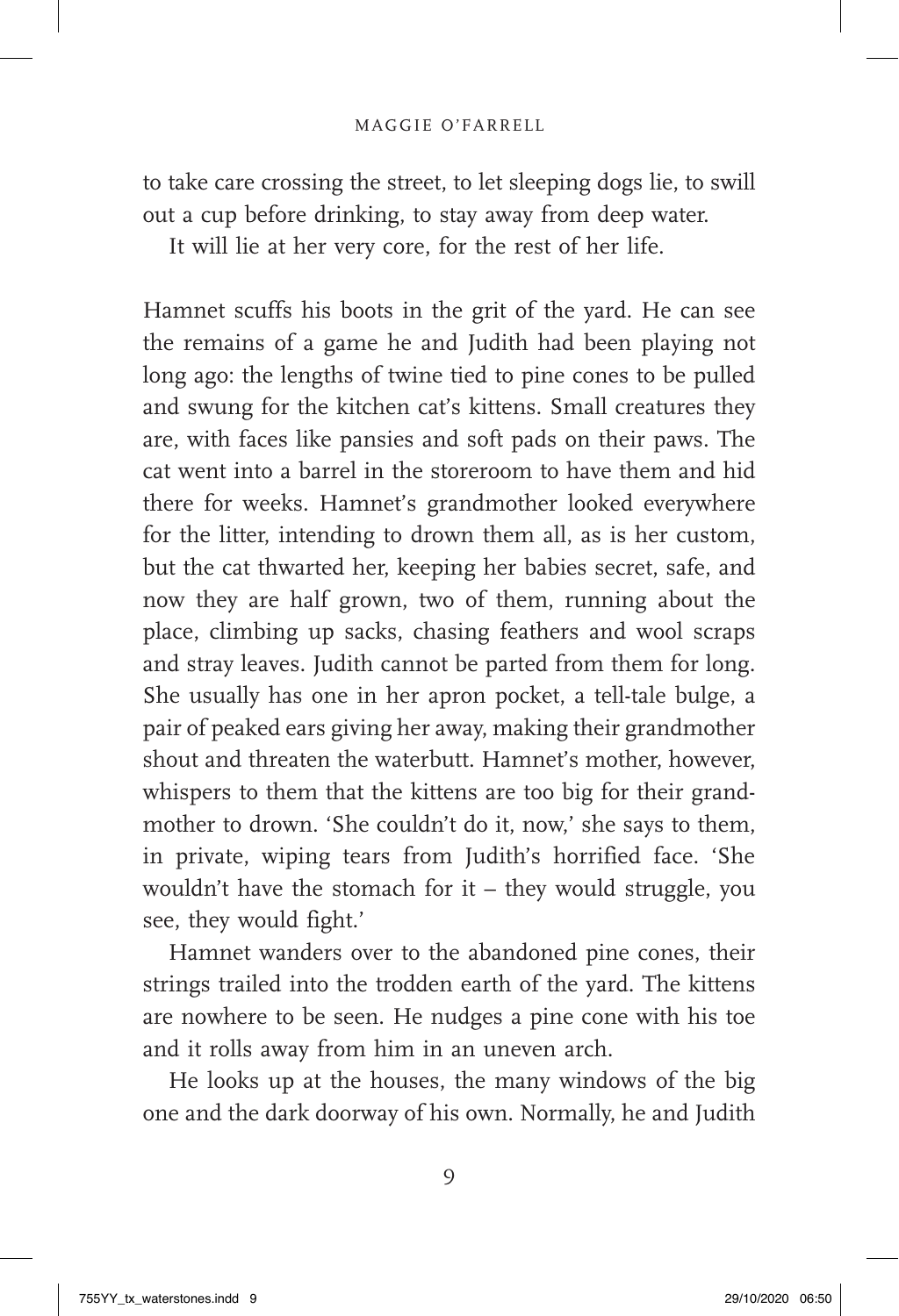to take care crossing the street, to let sleeping dogs lie, to swill out a cup before drinking, to stay away from deep water.

It will lie at her very core, for the rest of her life.

Hamnet scuffs his boots in the grit of the yard. He can see the remains of a game he and Judith had been playing not long ago: the lengths of twine tied to pine cones to be pulled and swung for the kitchen cat's kittens. Small creatures they are, with faces like pansies and soft pads on their paws. The cat went into a barrel in the storeroom to have them and hid there for weeks. Hamnet's grandmother looked everywhere for the litter, intending to drown them all, as is her custom, but the cat thwarted her, keeping her babies secret, safe, and now they are half grown, two of them, running about the place, climbing up sacks, chasing feathers and wool scraps and stray leaves. Judith cannot be parted from them for long. She usually has one in her apron pocket, a tell-tale bulge, a pair of peaked ears giving her away, making their grandmother shout and threaten the waterbutt. Hamnet's mother, however, whispers to them that the kittens are too big for their grandmother to drown. 'She couldn't do it, now,' she says to them, in private, wiping tears from Judith's horrified face. 'She wouldn't have the stomach for it – they would struggle, you see, they would fight.'

Hamnet wanders over to the abandoned pine cones, their strings trailed into the trodden earth of the yard. The kittens are nowhere to be seen. He nudges a pine cone with his toe and it rolls away from him in an uneven arch.

He looks up at the houses, the many windows of the big one and the dark doorway of his own. Normally, he and Judith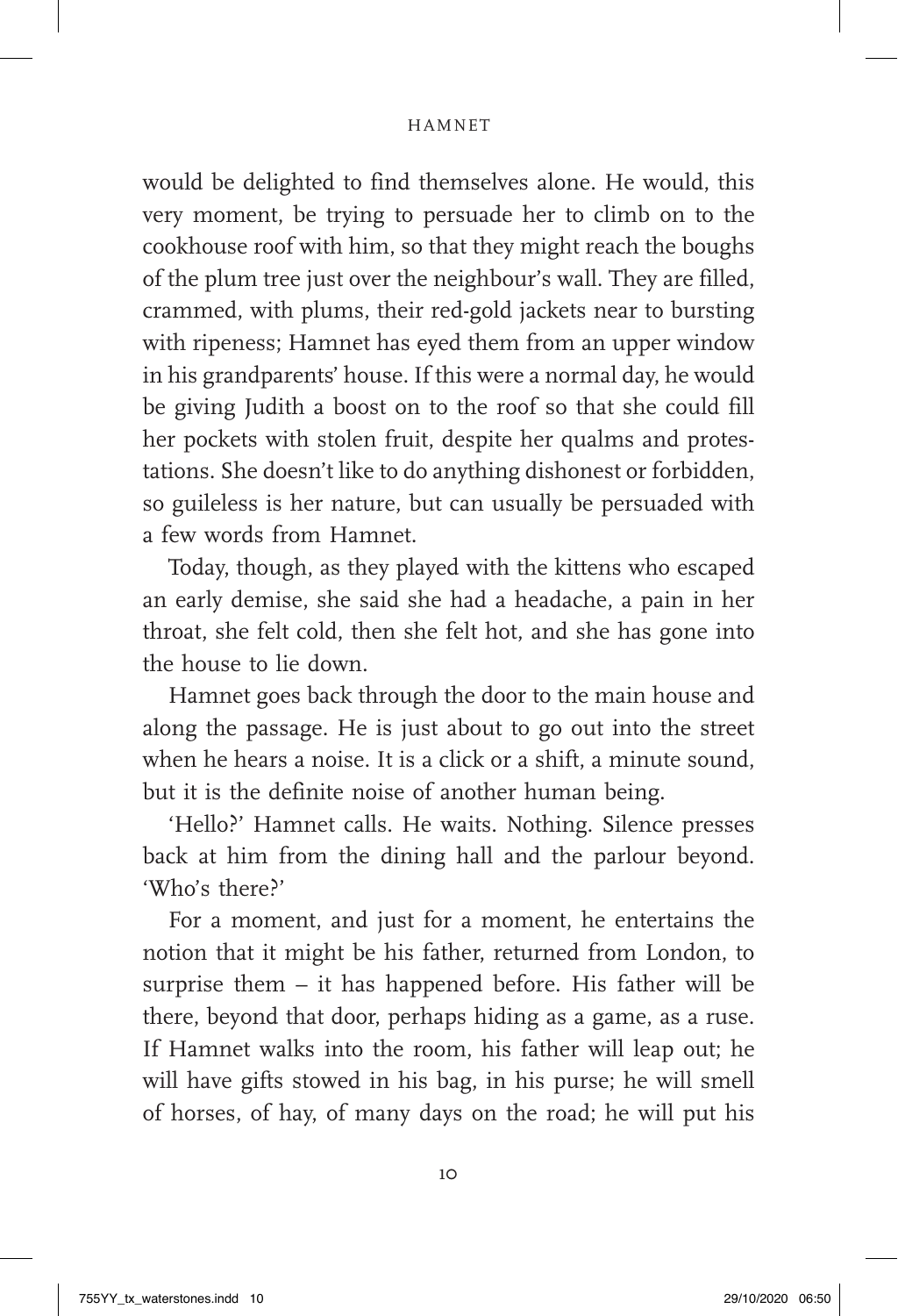would be delighted to find themselves alone. He would, this very moment, be trying to persuade her to climb on to the cookhouse roof with him, so that they might reach the boughs of the plum tree just over the neighbour's wall. They are filled, crammed, with plums, their red-gold jackets near to bursting with ripeness; Hamnet has eyed them from an upper window in his grandparents' house. If this were a normal day, he would be giving Judith a boost on to the roof so that she could fill her pockets with stolen fruit, despite her qualms and protestations. She doesn't like to do anything dishonest or forbidden, so guileless is her nature, but can usually be persuaded with a few words from Hamnet.

Today, though, as they played with the kittens who escaped an early demise, she said she had a headache, a pain in her throat, she felt cold, then she felt hot, and she has gone into the house to lie down.

Hamnet goes back through the door to the main house and along the passage. He is just about to go out into the street when he hears a noise. It is a click or a shift, a minute sound, but it is the definite noise of another human being.

'Hello?' Hamnet calls. He waits. Nothing. Silence presses back at him from the dining hall and the parlour beyond. 'Who's there?'

For a moment, and just for a moment, he entertains the notion that it might be his father, returned from London, to surprise them – it has happened before. His father will be there, beyond that door, perhaps hiding as a game, as a ruse. If Hamnet walks into the room, his father will leap out; he will have gifts stowed in his bag, in his purse; he will smell of horses, of hay, of many days on the road; he will put his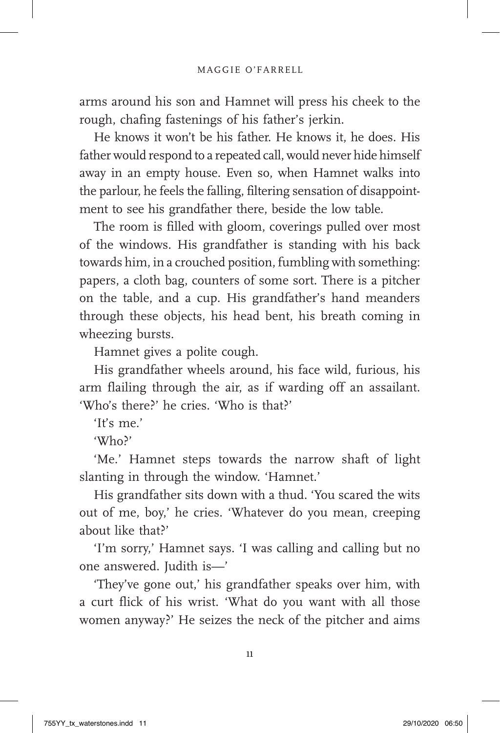arms around his son and Hamnet will press his cheek to the rough, chafing fastenings of his father's jerkin.

He knows it won't be his father. He knows it, he does. His father would respond to a repeated call, would never hide himself away in an empty house. Even so, when Hamnet walks into the parlour, he feels the falling, filtering sensation of disappointment to see his grandfather there, beside the low table.

The room is filled with gloom, coverings pulled over most of the windows. His grandfather is standing with his back towards him, in a crouched position, fumbling with something: papers, a cloth bag, counters of some sort. There is a pitcher on the table, and a cup. His grandfather's hand meanders through these objects, his head bent, his breath coming in wheezing bursts.

Hamnet gives a polite cough.

His grandfather wheels around, his face wild, furious, his arm flailing through the air, as if warding off an assailant. 'Who's there?' he cries. 'Who is that?'

'It's me.'

'Who?'

'Me.' Hamnet steps towards the narrow shaft of light slanting in through the window. 'Hamnet.'

His grandfather sits down with a thud. 'You scared the wits out of me, boy,' he cries. 'Whatever do you mean, creeping about like that?'

'I'm sorry,' Hamnet says. 'I was calling and calling but no one answered. Judith is—'

'They've gone out,' his grandfather speaks over him, with a curt flick of his wrist. 'What do you want with all those women anyway?' He seizes the neck of the pitcher and aims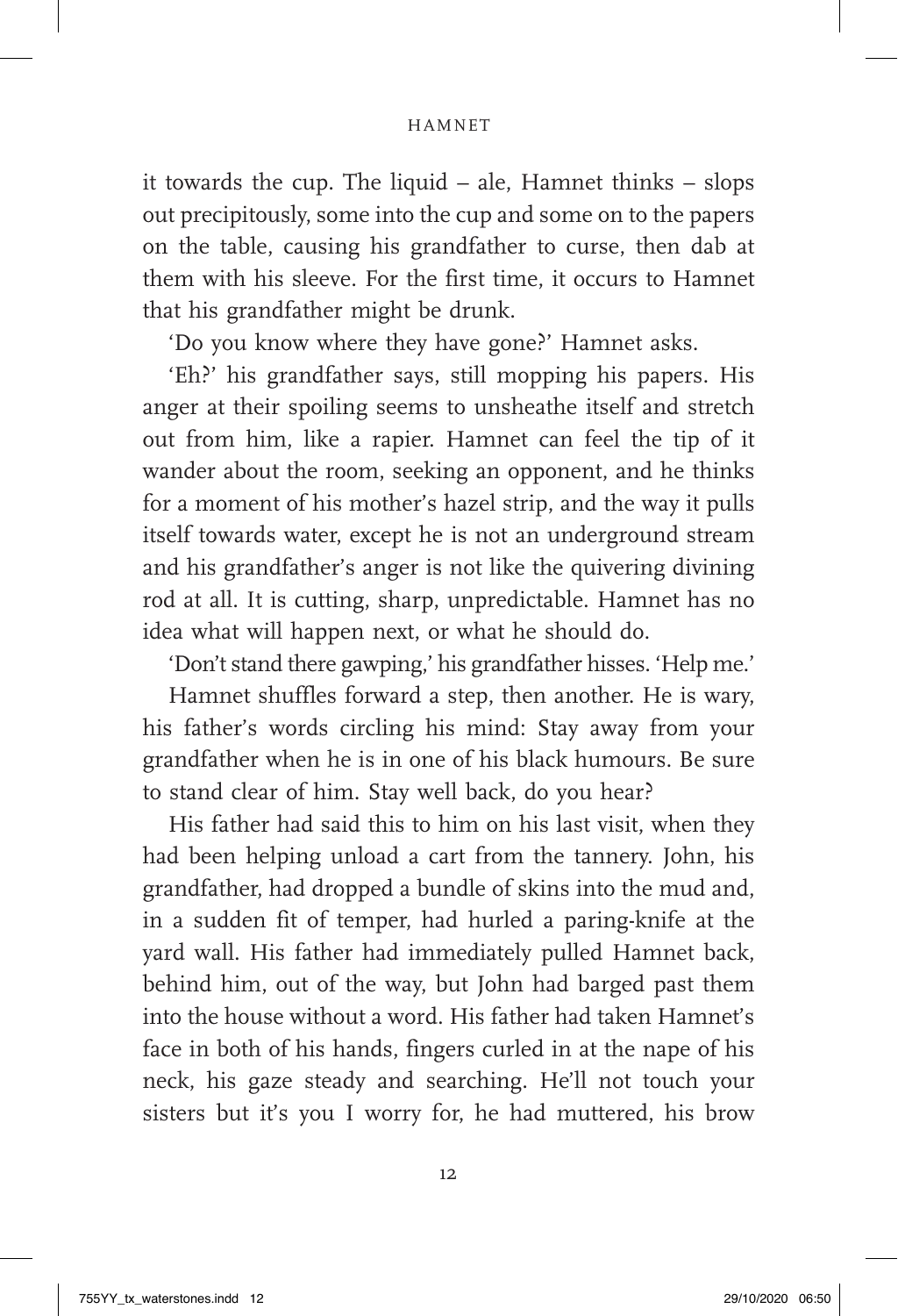it towards the cup. The liquid – ale, Hamnet thinks – slops out precipitously, some into the cup and some on to the papers on the table, causing his grandfather to curse, then dab at them with his sleeve. For the first time, it occurs to Hamnet that his grandfather might be drunk.

'Do you know where they have gone?' Hamnet asks.

'Eh?' his grandfather says, still mopping his papers. His anger at their spoiling seems to unsheathe itself and stretch out from him, like a rapier. Hamnet can feel the tip of it wander about the room, seeking an opponent, and he thinks for a moment of his mother's hazel strip, and the way it pulls itself towards water, except he is not an underground stream and his grandfather's anger is not like the quivering divining rod at all. It is cutting, sharp, unpredictable. Hamnet has no idea what will happen next, or what he should do.

'Don't stand there gawping,' his grandfather hisses. 'Help me.'

Hamnet shuffles forward a step, then another. He is wary, his father's words circling his mind: Stay away from your grandfather when he is in one of his black humours. Be sure to stand clear of him. Stay well back, do you hear?

His father had said this to him on his last visit, when they had been helping unload a cart from the tannery. John, his grandfather, had dropped a bundle of skins into the mud and, in a sudden fit of temper, had hurled a paring-knife at the yard wall. His father had immediately pulled Hamnet back, behind him, out of the way, but John had barged past them into the house without a word. His father had taken Hamnet's face in both of his hands, fingers curled in at the nape of his neck, his gaze steady and searching. He'll not touch your sisters but it's you I worry for, he had muttered, his brow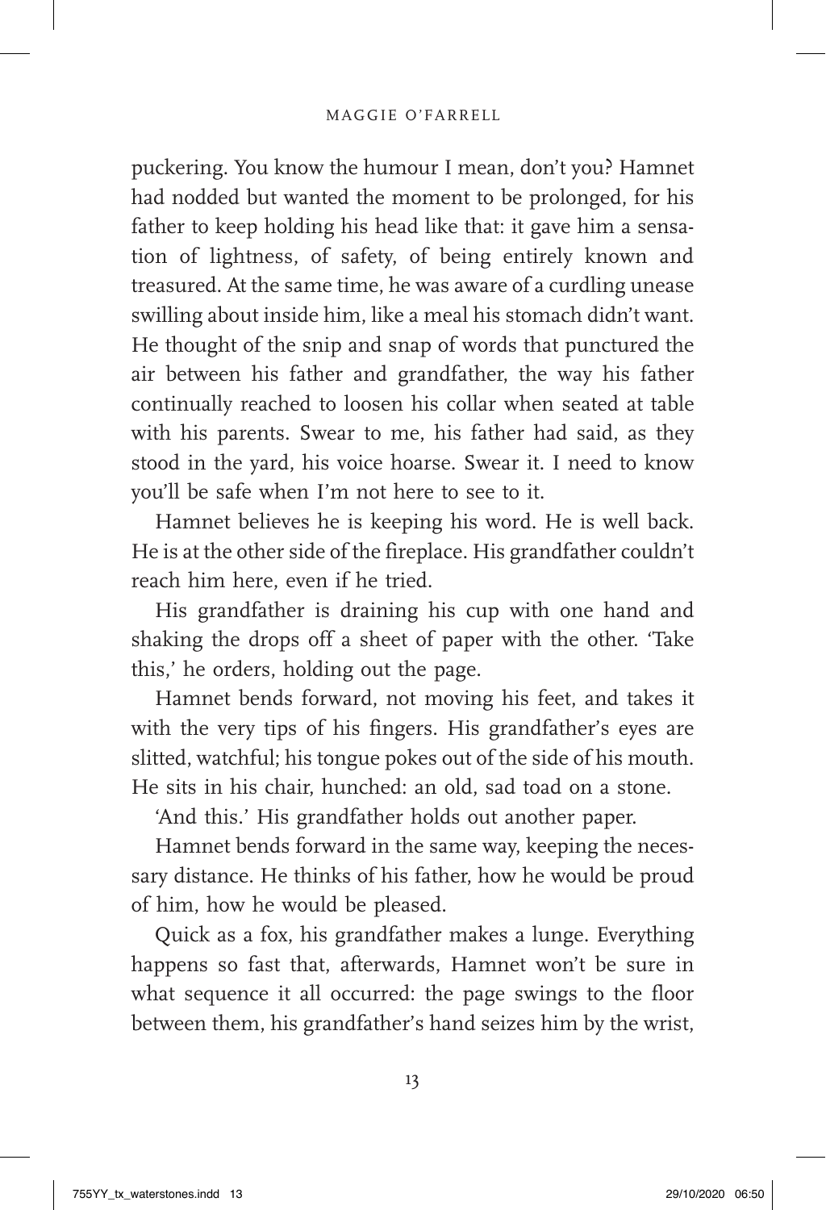puckering. You know the humour I mean, don't you? Hamnet had nodded but wanted the moment to be prolonged, for his father to keep holding his head like that: it gave him a sensation of lightness, of safety, of being entirely known and treasured. At the same time, he was aware of a curdling unease swilling about inside him, like a meal his stomach didn't want. He thought of the snip and snap of words that punctured the air between his father and grandfather, the way his father continually reached to loosen his collar when seated at table with his parents. Swear to me, his father had said, as they stood in the yard, his voice hoarse. Swear it. I need to know you'll be safe when I'm not here to see to it.

Hamnet believes he is keeping his word. He is well back. He is at the other side of the fireplace. His grandfather couldn't reach him here, even if he tried.

His grandfather is draining his cup with one hand and shaking the drops off a sheet of paper with the other. 'Take this,' he orders, holding out the page.

Hamnet bends forward, not moving his feet, and takes it with the very tips of his fingers. His grandfather's eyes are slitted, watchful; his tongue pokes out of the side of his mouth. He sits in his chair, hunched: an old, sad toad on a stone.

'And this.' His grandfather holds out another paper.

Hamnet bends forward in the same way, keeping the necessary distance. He thinks of his father, how he would be proud of him, how he would be pleased.

Quick as a fox, his grandfather makes a lunge. Everything happens so fast that, afterwards, Hamnet won't be sure in what sequence it all occurred: the page swings to the floor between them, his grandfather's hand seizes him by the wrist,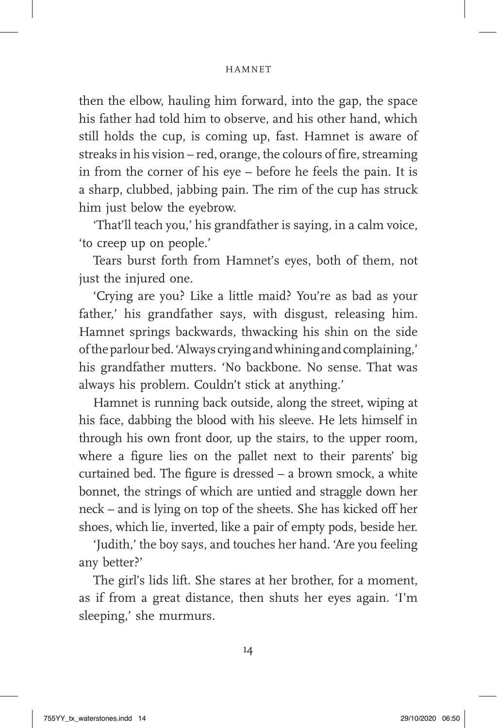then the elbow, hauling him forward, into the gap, the space his father had told him to observe, and his other hand, which still holds the cup, is coming up, fast. Hamnet is aware of streaks in his vision – red, orange, the colours of fire, streaming in from the corner of his eye – before he feels the pain. It is a sharp, clubbed, jabbing pain. The rim of the cup has struck him just below the eyebrow.

'That'll teach you,' his grandfather is saying, in a calm voice, 'to creep up on people.'

Tears burst forth from Hamnet's eyes, both of them, not just the injured one.

'Crying are you? Like a little maid? You're as bad as your father,' his grandfather says, with disgust, releasing him. Hamnet springs backwards, thwacking his shin on the side of the parlour bed. 'Always crying and whining and complaining,' his grandfather mutters. 'No backbone. No sense. That was always his problem. Couldn't stick at anything.'

Hamnet is running back outside, along the street, wiping at his face, dabbing the blood with his sleeve. He lets himself in through his own front door, up the stairs, to the upper room, where a figure lies on the pallet next to their parents' big curtained bed. The figure is dressed – a brown smock, a white bonnet, the strings of which are untied and straggle down her neck – and is lying on top of the sheets. She has kicked off her shoes, which lie, inverted, like a pair of empty pods, beside her.

'Judith,' the boy says, and touches her hand. 'Are you feeling any better?'

The girl's lids lift. She stares at her brother, for a moment, as if from a great distance, then shuts her eyes again. 'I'm sleeping,' she murmurs.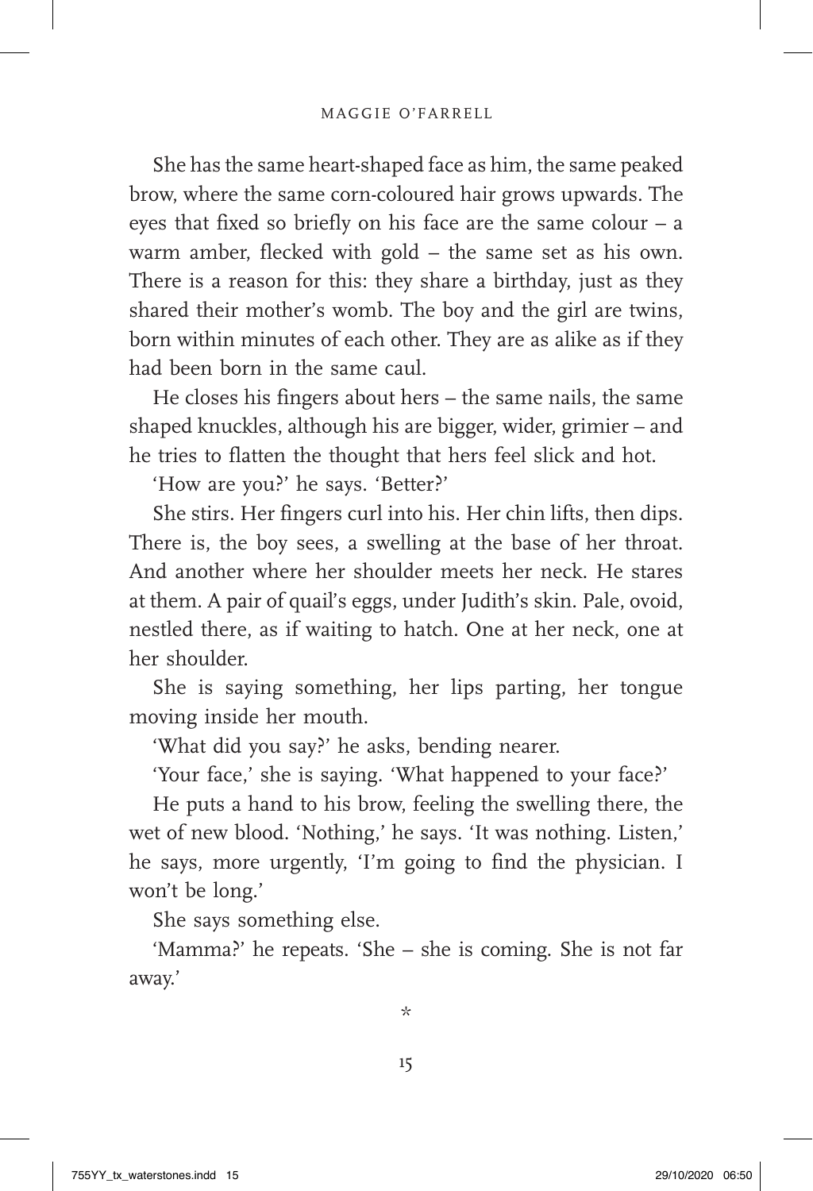She has the same heart-shaped face as him, the same peaked brow, where the same corn-coloured hair grows upwards. The eyes that fixed so briefly on his face are the same colour – a warm amber, flecked with gold – the same set as his own. There is a reason for this: they share a birthday, just as they shared their mother's womb. The boy and the girl are twins, born within minutes of each other. They are as alike as if they had been born in the same caul.

He closes his fingers about hers – the same nails, the same shaped knuckles, although his are bigger, wider, grimier – and he tries to flatten the thought that hers feel slick and hot.

'How are you?' he says. 'Better?'

She stirs. Her fingers curl into his. Her chin lifts, then dips. There is, the boy sees, a swelling at the base of her throat. And another where her shoulder meets her neck. He stares at them. A pair of quail's eggs, under Judith's skin. Pale, ovoid, nestled there, as if waiting to hatch. One at her neck, one at her shoulder.

She is saying something, her lips parting, her tongue moving inside her mouth.

'What did you say?' he asks, bending nearer.

'Your face,' she is saying. 'What happened to your face?'

He puts a hand to his brow, feeling the swelling there, the wet of new blood. 'Nothing,' he says. 'It was nothing. Listen,' he says, more urgently, 'I'm going to find the physician. I won't be long.'

She says something else.

'Mamma?' he repeats. 'She – she is coming. She is not far away.'

*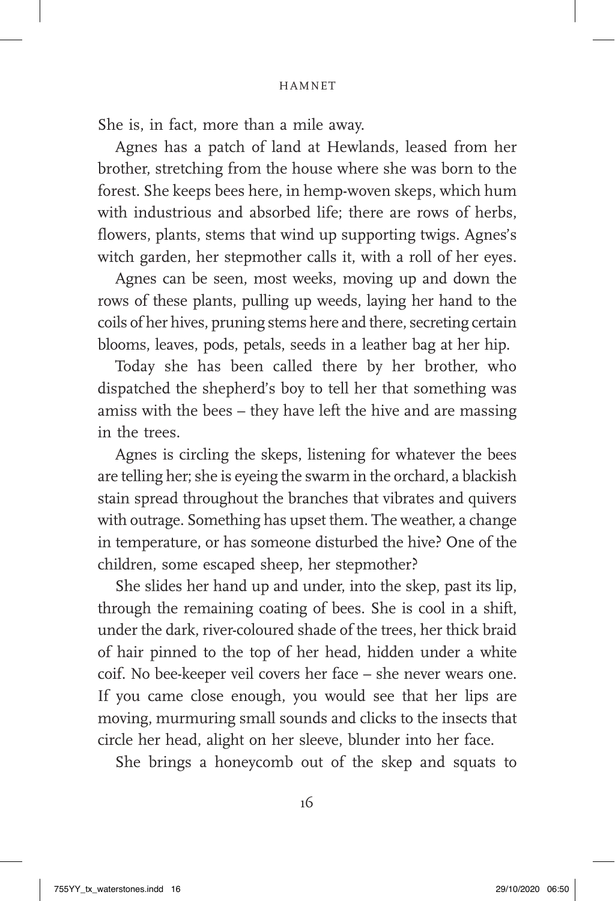She is, in fact, more than a mile away.

Agnes has a patch of land at Hewlands, leased from her brother, stretching from the house where she was born to the forest. She keeps bees here, in hemp-woven skeps, which hum with industrious and absorbed life; there are rows of herbs, flowers, plants, stems that wind up supporting twigs. Agnes's witch garden, her stepmother calls it, with a roll of her eyes.

Agnes can be seen, most weeks, moving up and down the rows of these plants, pulling up weeds, laying her hand to the coils of her hives, pruning stems here and there, secreting certain blooms, leaves, pods, petals, seeds in a leather bag at her hip.

Today she has been called there by her brother, who dispatched the shepherd's boy to tell her that something was amiss with the bees – they have left the hive and are massing in the trees.

Agnes is circling the skeps, listening for whatever the bees are telling her; she is eyeing the swarm in the orchard, a blackish stain spread throughout the branches that vibrates and quivers with outrage. Something has upset them. The weather, a change in temperature, or has someone disturbed the hive? One of the children, some escaped sheep, her stepmother?

She slides her hand up and under, into the skep, past its lip, through the remaining coating of bees. She is cool in a shift, under the dark, river-coloured shade of the trees, her thick braid of hair pinned to the top of her head, hidden under a white coif. No bee-keeper veil covers her face – she never wears one. If you came close enough, you would see that her lips are moving, murmuring small sounds and clicks to the insects that circle her head, alight on her sleeve, blunder into her face.

She brings a honeycomb out of the skep and squats to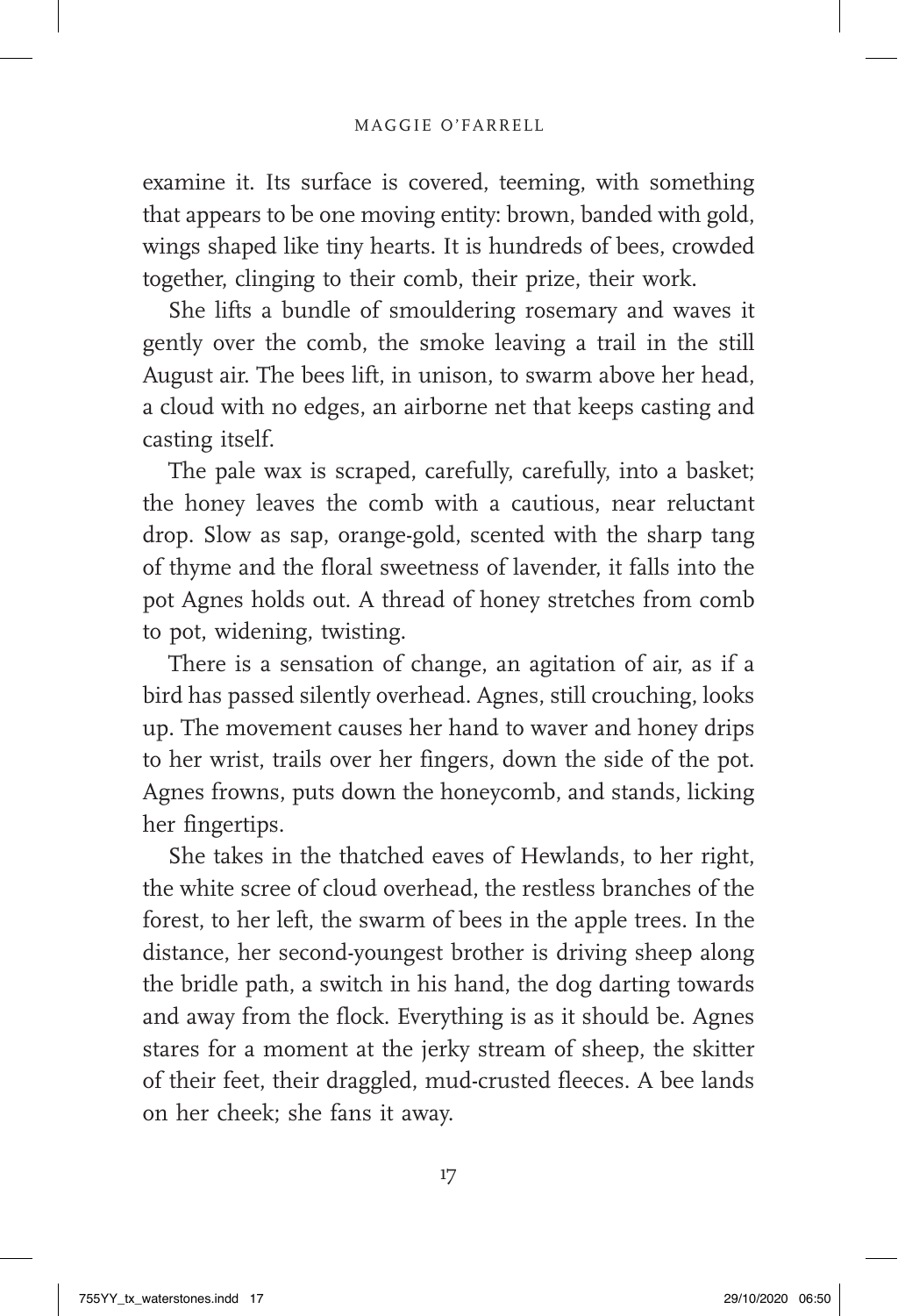examine it. Its surface is covered, teeming, with something that appears to be one moving entity: brown, banded with gold, wings shaped like tiny hearts. It is hundreds of bees, crowded together, clinging to their comb, their prize, their work.

She lifts a bundle of smouldering rosemary and waves it gently over the comb, the smoke leaving a trail in the still August air. The bees lift, in unison, to swarm above her head, a cloud with no edges, an airborne net that keeps casting and casting itself.

The pale wax is scraped, carefully, carefully, into a basket; the honey leaves the comb with a cautious, near reluctant drop. Slow as sap, orange-gold, scented with the sharp tang of thyme and the floral sweetness of lavender, it falls into the pot Agnes holds out. A thread of honey stretches from comb to pot, widening, twisting.

There is a sensation of change, an agitation of air, as if a bird has passed silently overhead. Agnes, still crouching, looks up. The movement causes her hand to waver and honey drips to her wrist, trails over her fingers, down the side of the pot. Agnes frowns, puts down the honeycomb, and stands, licking her fingertips.

She takes in the thatched eaves of Hewlands, to her right, the white scree of cloud overhead, the restless branches of the forest, to her left, the swarm of bees in the apple trees. In the distance, her second-youngest brother is driving sheep along the bridle path, a switch in his hand, the dog darting towards and away from the flock. Everything is as it should be. Agnes stares for a moment at the jerky stream of sheep, the skitter of their feet, their draggled, mud-crusted fleeces. A bee lands on her cheek; she fans it away.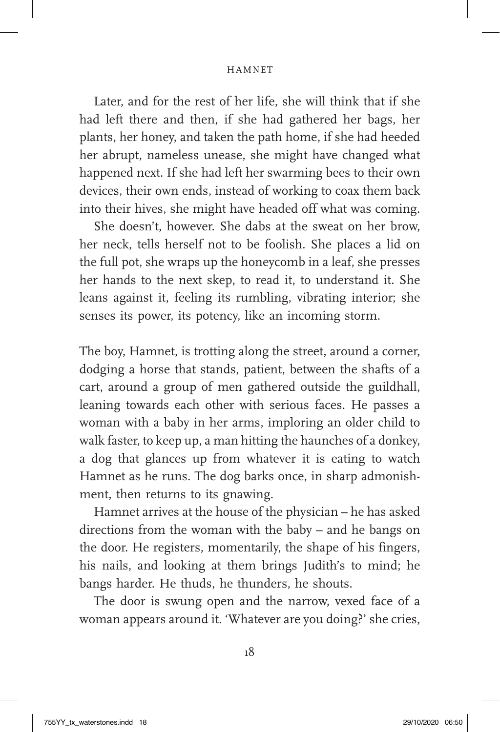Later, and for the rest of her life, she will think that if she had left there and then, if she had gathered her bags, her plants, her honey, and taken the path home, if she had heeded her abrupt, nameless unease, she might have changed what happened next. If she had left her swarming bees to their own devices, their own ends, instead of working to coax them back into their hives, she might have headed off what was coming.

She doesn't, however. She dabs at the sweat on her brow, her neck, tells herself not to be foolish. She places a lid on the full pot, she wraps up the honeycomb in a leaf, she presses her hands to the next skep, to read it, to understand it. She leans against it, feeling its rumbling, vibrating interior; she senses its power, its potency, like an incoming storm.

The boy, Hamnet, is trotting along the street, around a corner, dodging a horse that stands, patient, between the shafts of a cart, around a group of men gathered outside the guildhall, leaning towards each other with serious faces. He passes a woman with a baby in her arms, imploring an older child to walk faster, to keep up, a man hitting the haunches of a donkey, a dog that glances up from whatever it is eating to watch Hamnet as he runs. The dog barks once, in sharp admonishment, then returns to its gnawing.

Hamnet arrives at the house of the physician – he has asked directions from the woman with the baby – and he bangs on the door. He registers, momentarily, the shape of his fingers, his nails, and looking at them brings Judith's to mind; he bangs harder. He thuds, he thunders, he shouts.

The door is swung open and the narrow, vexed face of a woman appears around it. 'Whatever are you doing?' she cries,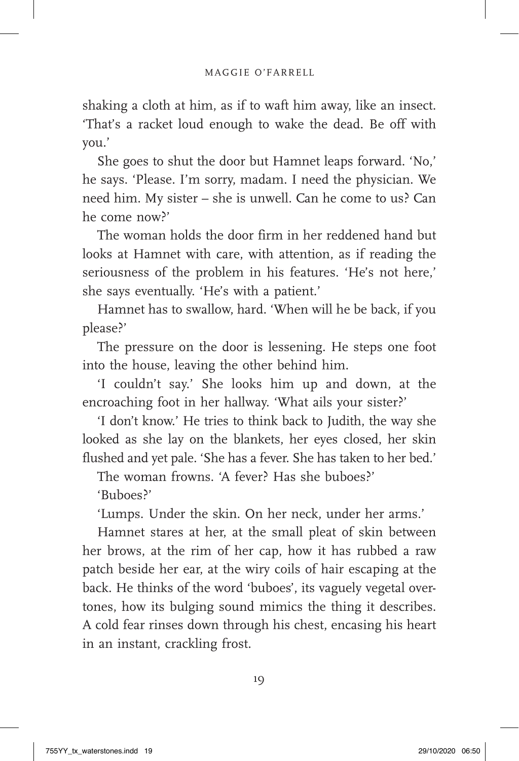shaking a cloth at him, as if to waft him away, like an insect. 'That's a racket loud enough to wake the dead. Be off with you.'

She goes to shut the door but Hamnet leaps forward. 'No,' he says. 'Please. I'm sorry, madam. I need the physician. We need him. My sister – she is unwell. Can he come to us? Can he come now?'

The woman holds the door firm in her reddened hand but looks at Hamnet with care, with attention, as if reading the seriousness of the problem in his features. 'He's not here,' she says eventually. 'He's with a patient.'

Hamnet has to swallow, hard. 'When will he be back, if you please?'

The pressure on the door is lessening. He steps one foot into the house, leaving the other behind him.

'I couldn't say.' She looks him up and down, at the encroaching foot in her hallway. 'What ails your sister?'

'I don't know.' He tries to think back to Judith, the way she looked as she lay on the blankets, her eyes closed, her skin flushed and yet pale. 'She has a fever. She has taken to her bed.'

The woman frowns. 'A fever? Has she buboes?'

'Buboes?'

'Lumps. Under the skin. On her neck, under her arms.'

Hamnet stares at her, at the small pleat of skin between her brows, at the rim of her cap, how it has rubbed a raw patch beside her ear, at the wiry coils of hair escaping at the back. He thinks of the word 'buboes', its vaguely vegetal overtones, how its bulging sound mimics the thing it describes. A cold fear rinses down through his chest, encasing his heart in an instant, crackling frost.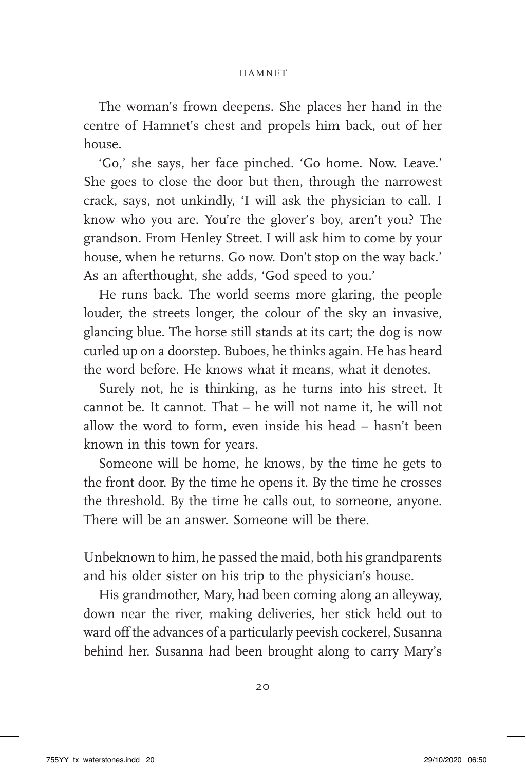The woman's frown deepens. She places her hand in the centre of Hamnet's chest and propels him back, out of her house.

'Go,' she says, her face pinched. 'Go home. Now. Leave.' She goes to close the door but then, through the narrowest crack, says, not unkindly, 'I will ask the physician to call. I know who you are. You're the glover's boy, aren't you? The grandson. From Henley Street. I will ask him to come by your house, when he returns. Go now. Don't stop on the way back.' As an afterthought, she adds, 'God speed to you.'

He runs back. The world seems more glaring, the people louder, the streets longer, the colour of the sky an invasive, glancing blue. The horse still stands at its cart; the dog is now curled up on a doorstep. Buboes, he thinks again. He has heard the word before. He knows what it means, what it denotes.

Surely not, he is thinking, as he turns into his street. It cannot be. It cannot. That – he will not name it, he will not allow the word to form, even inside his head – hasn't been known in this town for years.

Someone will be home, he knows, by the time he gets to the front door. By the time he opens it. By the time he crosses the threshold. By the time he calls out, to someone, anyone. There will be an answer. Someone will be there.

Unbeknown to him, he passed the maid, both his grandparents and his older sister on his trip to the physician's house.

His grandmother, Mary, had been coming along an alleyway, down near the river, making deliveries, her stick held out to ward off the advances of a particularly peevish cockerel, Susanna behind her. Susanna had been brought along to carry Mary's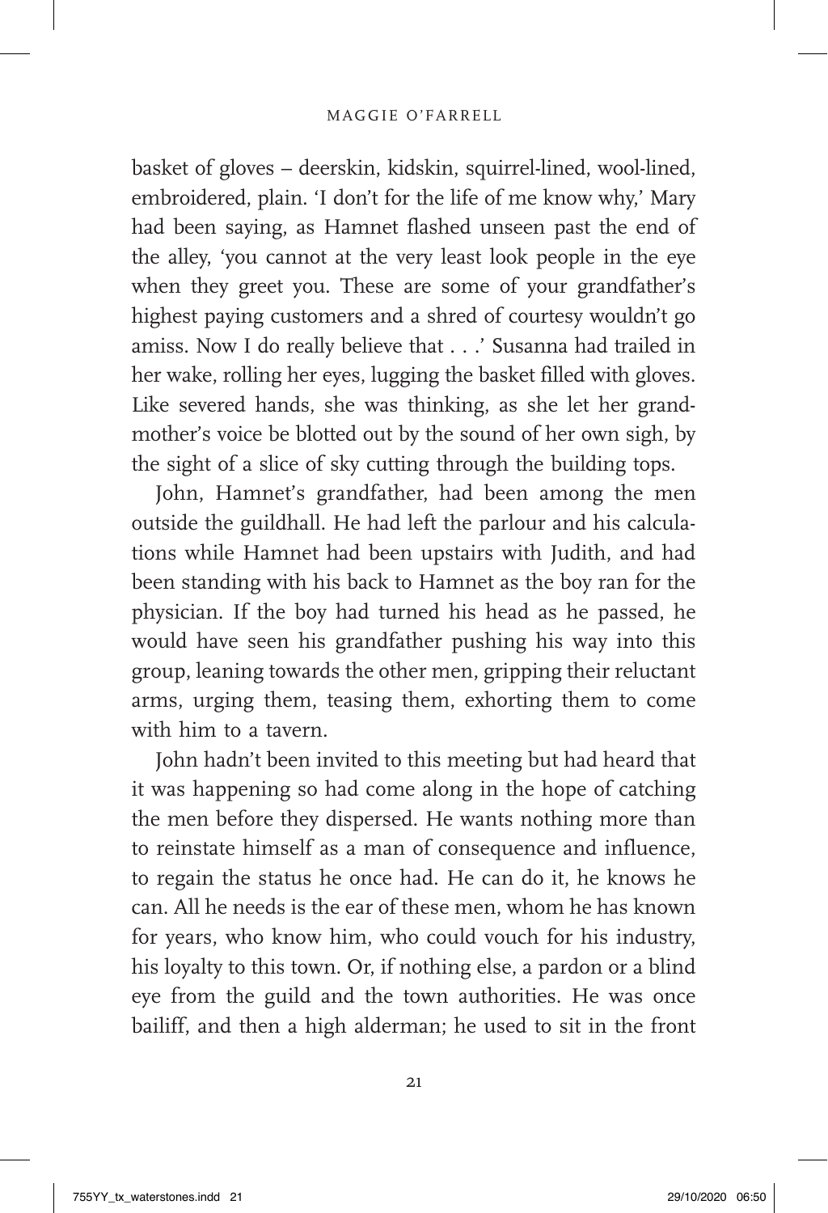basket of gloves – deerskin, kidskin, squirrel-lined, wool-lined, embroidered, plain. 'I don't for the life of me know why,' Mary had been saying, as Hamnet flashed unseen past the end of the alley, 'you cannot at the very least look people in the eye when they greet you. These are some of your grandfather's highest paying customers and a shred of courtesy wouldn't go amiss. Now I do really believe that . . .' Susanna had trailed in her wake, rolling her eyes, lugging the basket filled with gloves. Like severed hands, she was thinking, as she let her grandmother's voice be blotted out by the sound of her own sigh, by the sight of a slice of sky cutting through the building tops.

John, Hamnet's grandfather, had been among the men outside the guildhall. He had left the parlour and his calculations while Hamnet had been upstairs with Judith, and had been standing with his back to Hamnet as the boy ran for the physician. If the boy had turned his head as he passed, he would have seen his grandfather pushing his way into this group, leaning towards the other men, gripping their reluctant arms, urging them, teasing them, exhorting them to come with him to a tavern.

John hadn't been invited to this meeting but had heard that it was happening so had come along in the hope of catching the men before they dispersed. He wants nothing more than to reinstate himself as a man of consequence and influence, to regain the status he once had. He can do it, he knows he can. All he needs is the ear of these men, whom he has known for years, who know him, who could vouch for his industry, his loyalty to this town. Or, if nothing else, a pardon or a blind eye from the guild and the town authorities. He was once bailiff, and then a high alderman; he used to sit in the front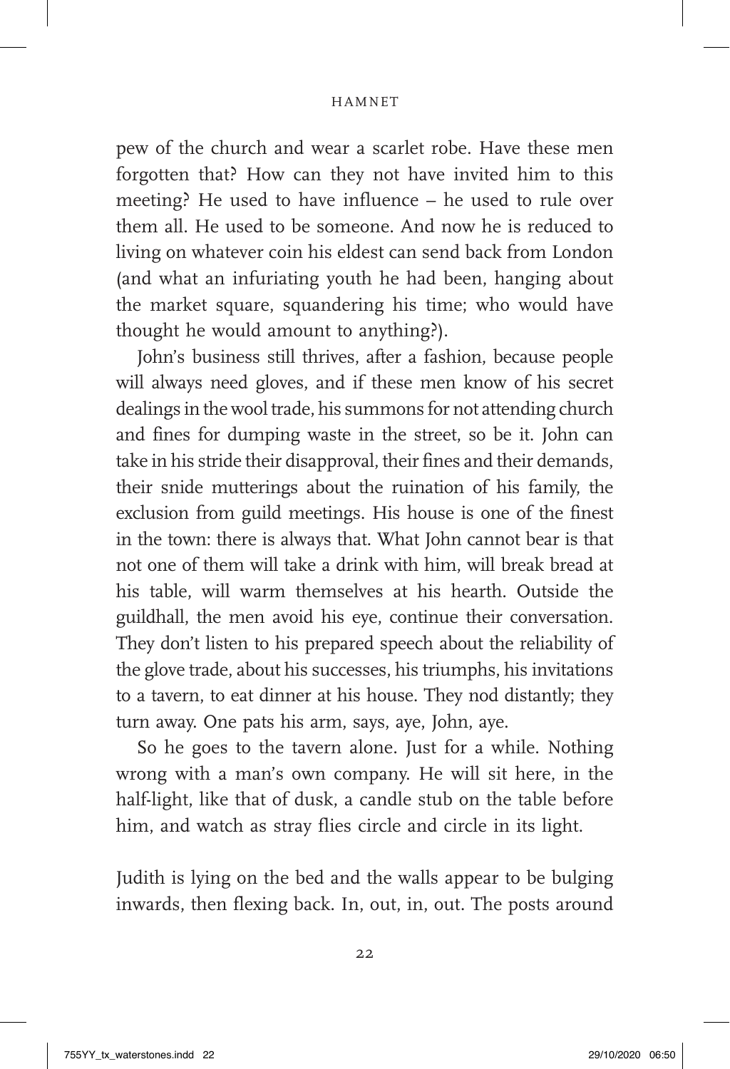pew of the church and wear a scarlet robe. Have these men forgotten that? How can they not have invited him to this meeting? He used to have influence – he used to rule over them all. He used to be someone. And now he is reduced to living on whatever coin his eldest can send back from London (and what an infuriating youth he had been, hanging about the market square, squandering his time; who would have thought he would amount to anything?).

John's business still thrives, after a fashion, because people will always need gloves, and if these men know of his secret dealings in the wool trade, his summons for not attending church and fines for dumping waste in the street, so be it. John can take in his stride their disapproval, their fines and their demands, their snide mutterings about the ruination of his family, the exclusion from guild meetings. His house is one of the finest in the town: there is always that. What John cannot bear is that not one of them will take a drink with him, will break bread at his table, will warm themselves at his hearth. Outside the guildhall, the men avoid his eye, continue their conversation. They don't listen to his prepared speech about the reliability of the glove trade, about his successes, his triumphs, his invitations to a tavern, to eat dinner at his house. They nod distantly; they turn away. One pats his arm, says, aye, John, aye.

So he goes to the tavern alone. Just for a while. Nothing wrong with a man's own company. He will sit here, in the half-light, like that of dusk, a candle stub on the table before him, and watch as stray flies circle and circle in its light.

Judith is lying on the bed and the walls appear to be bulging inwards, then flexing back. In, out, in, out. The posts around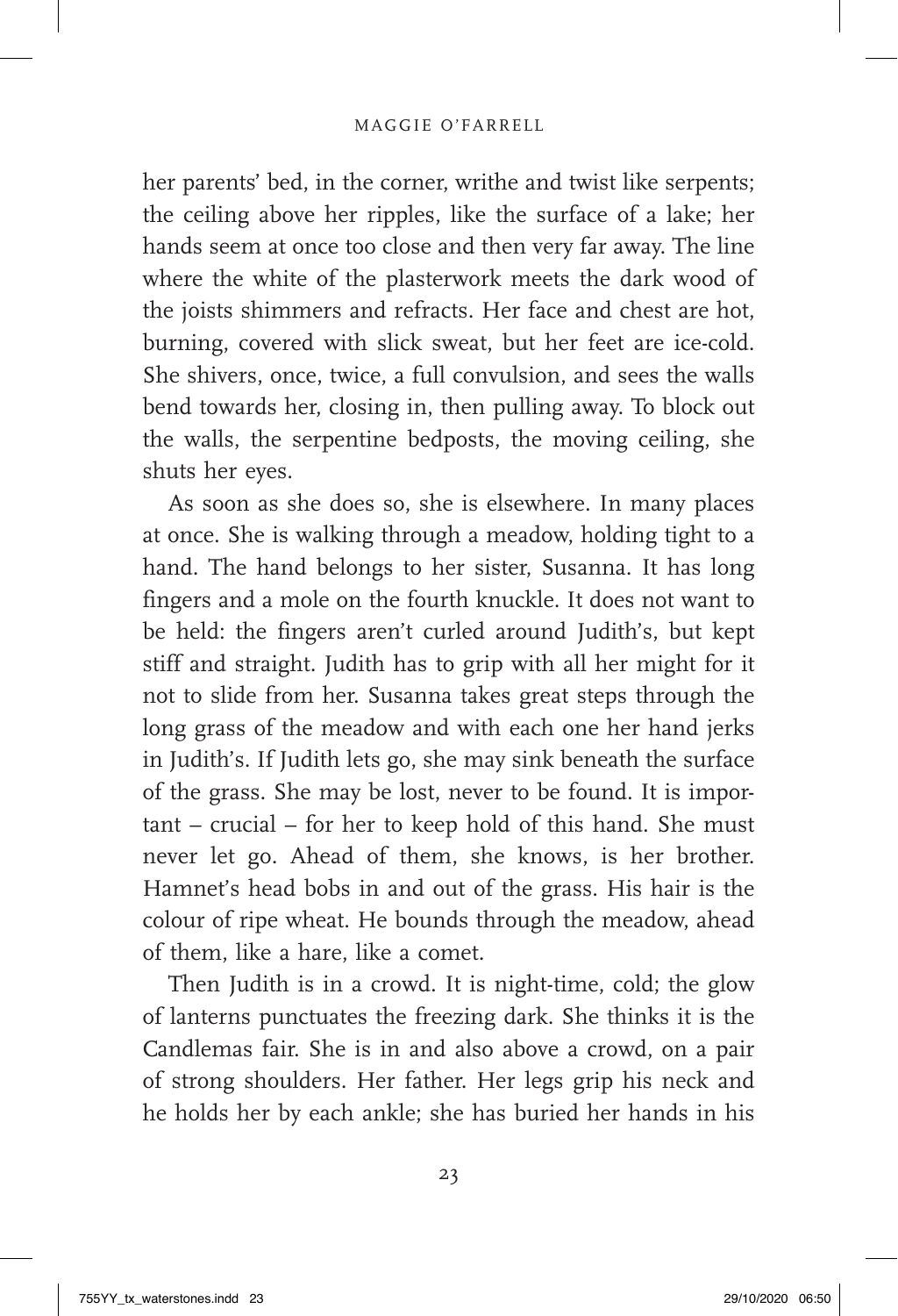her parents' bed, in the corner, writhe and twist like serpents; the ceiling above her ripples, like the surface of a lake; her hands seem at once too close and then very far away. The line where the white of the plasterwork meets the dark wood of the joists shimmers and refracts. Her face and chest are hot, burning, covered with slick sweat, but her feet are ice-cold. She shivers, once, twice, a full convulsion, and sees the walls bend towards her, closing in, then pulling away. To block out the walls, the serpentine bedposts, the moving ceiling, she shuts her eyes.

As soon as she does so, she is elsewhere. In many places at once. She is walking through a meadow, holding tight to a hand. The hand belongs to her sister, Susanna. It has long fingers and a mole on the fourth knuckle. It does not want to be held: the fingers aren't curled around Judith's, but kept stiff and straight. Judith has to grip with all her might for it not to slide from her. Susanna takes great steps through the long grass of the meadow and with each one her hand jerks in Judith's. If Judith lets go, she may sink beneath the surface of the grass. She may be lost, never to be found. It is important – crucial – for her to keep hold of this hand. She must never let go. Ahead of them, she knows, is her brother. Hamnet's head bobs in and out of the grass. His hair is the colour of ripe wheat. He bounds through the meadow, ahead of them, like a hare, like a comet.

Then Judith is in a crowd. It is night-time, cold; the glow of lanterns punctuates the freezing dark. She thinks it is the Candlemas fair. She is in and also above a crowd, on a pair of strong shoulders. Her father. Her legs grip his neck and he holds her by each ankle; she has buried her hands in his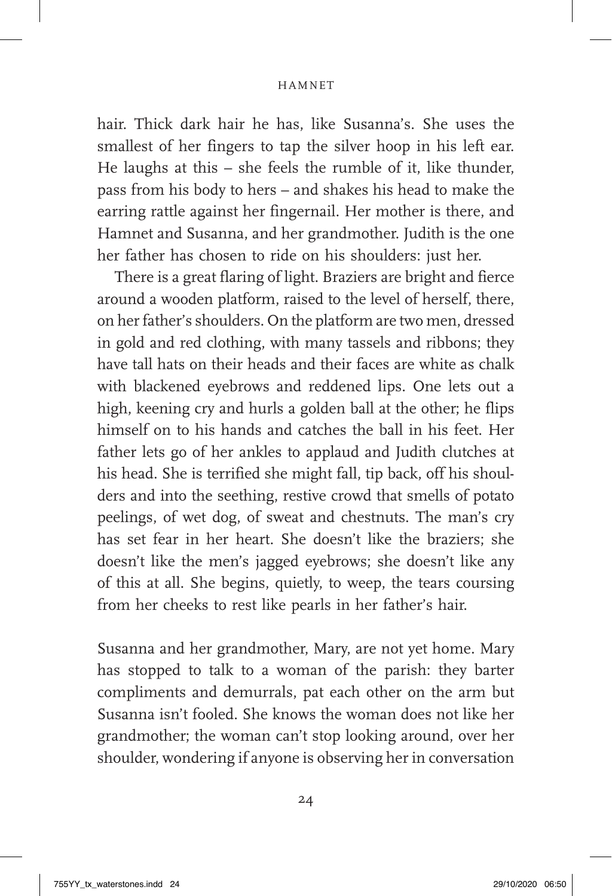hair. Thick dark hair he has, like Susanna's. She uses the smallest of her fingers to tap the silver hoop in his left ear. He laughs at this – she feels the rumble of it, like thunder, pass from his body to hers – and shakes his head to make the earring rattle against her fingernail. Her mother is there, and Hamnet and Susanna, and her grandmother. Judith is the one her father has chosen to ride on his shoulders: just her.

There is a great flaring of light. Braziers are bright and fierce around a wooden platform, raised to the level of herself, there, on her father's shoulders. On the platform are two men, dressed in gold and red clothing, with many tassels and ribbons; they have tall hats on their heads and their faces are white as chalk with blackened eyebrows and reddened lips. One lets out a high, keening cry and hurls a golden ball at the other; he flips himself on to his hands and catches the ball in his feet. Her father lets go of her ankles to applaud and Judith clutches at his head. She is terrified she might fall, tip back, off his shoulders and into the seething, restive crowd that smells of potato peelings, of wet dog, of sweat and chestnuts. The man's cry has set fear in her heart. She doesn't like the braziers; she doesn't like the men's jagged eyebrows; she doesn't like any of this at all. She begins, quietly, to weep, the tears coursing from her cheeks to rest like pearls in her father's hair.

Susanna and her grandmother, Mary, are not yet home. Mary has stopped to talk to a woman of the parish: they barter compliments and demurrals, pat each other on the arm but Susanna isn't fooled. She knows the woman does not like her grandmother; the woman can't stop looking around, over her shoulder, wondering if anyone is observing her in conversation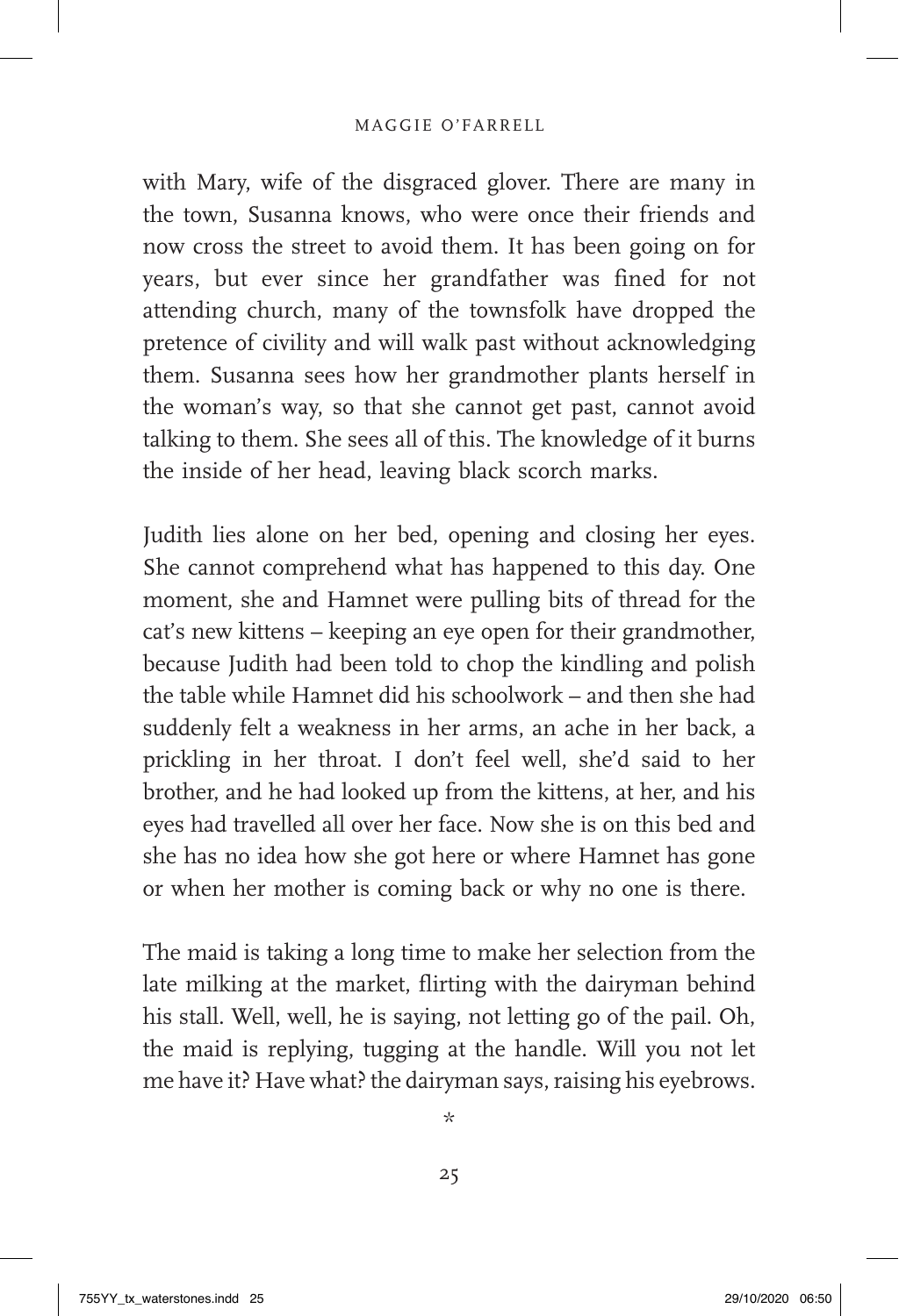with Mary, wife of the disgraced glover. There are many in the town, Susanna knows, who were once their friends and now cross the street to avoid them. It has been going on for years, but ever since her grandfather was fined for not attending church, many of the townsfolk have dropped the pretence of civility and will walk past without acknowledging them. Susanna sees how her grandmother plants herself in the woman's way, so that she cannot get past, cannot avoid talking to them. She sees all of this. The knowledge of it burns the inside of her head, leaving black scorch marks.

Judith lies alone on her bed, opening and closing her eyes. She cannot comprehend what has happened to this day. One moment, she and Hamnet were pulling bits of thread for the cat's new kittens – keeping an eye open for their grandmother, because Judith had been told to chop the kindling and polish the table while Hamnet did his schoolwork – and then she had suddenly felt a weakness in her arms, an ache in her back, a prickling in her throat. I don't feel well, she'd said to her brother, and he had looked up from the kittens, at her, and his eyes had travelled all over her face. Now she is on this bed and she has no idea how she got here or where Hamnet has gone or when her mother is coming back or why no one is there.

The maid is taking a long time to make her selection from the late milking at the market, flirting with the dairyman behind his stall. Well, well, he is saying, not letting go of the pail. Oh, the maid is replying, tugging at the handle. Will you not let me have it? Have what? the dairyman says, raising his eyebrows.

*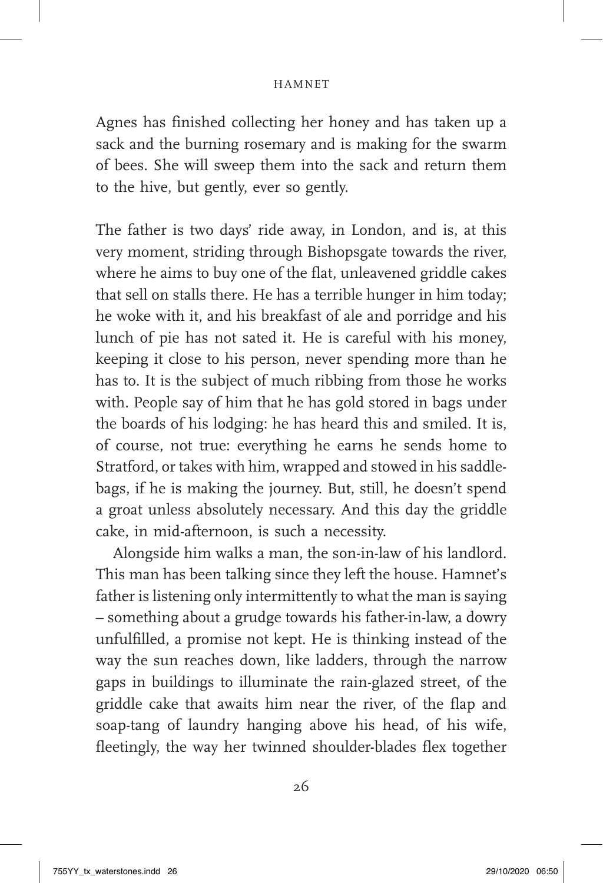Agnes has finished collecting her honey and has taken up a sack and the burning rosemary and is making for the swarm of bees. She will sweep them into the sack and return them to the hive, but gently, ever so gently.

The father is two days' ride away, in London, and is, at this very moment, striding through Bishopsgate towards the river, where he aims to buy one of the flat, unleavened griddle cakes that sell on stalls there. He has a terrible hunger in him today; he woke with it, and his breakfast of ale and porridge and his lunch of pie has not sated it. He is careful with his money, keeping it close to his person, never spending more than he has to. It is the subject of much ribbing from those he works with. People say of him that he has gold stored in bags under the boards of his lodging: he has heard this and smiled. It is, of course, not true: everything he earns he sends home to Stratford, or takes with him, wrapped and stowed in his saddle-bags, if he is making the journey. But, still, he doesn't spend a groat unless absolutely necessary. And this day the griddle cake, in mid-afternoon, is such a necessity.

Alongside him walks a man, the son-in-law of his landlord. This man has been talking since they left the house. Hamnet's father is listening only intermittently to what the man is saying – something about a grudge towards his father-in-law, a dowry unfulfilled, a promise not kept. He is thinking instead of the way the sun reaches down, like ladders, through the narrow gaps in buildings to illuminate the rain-glazed street, of the griddle cake that awaits him near the river, of the flap and soap-tang of laundry hanging above his head, of his wife, fleetingly, the way her twinned shoulder-blades flex together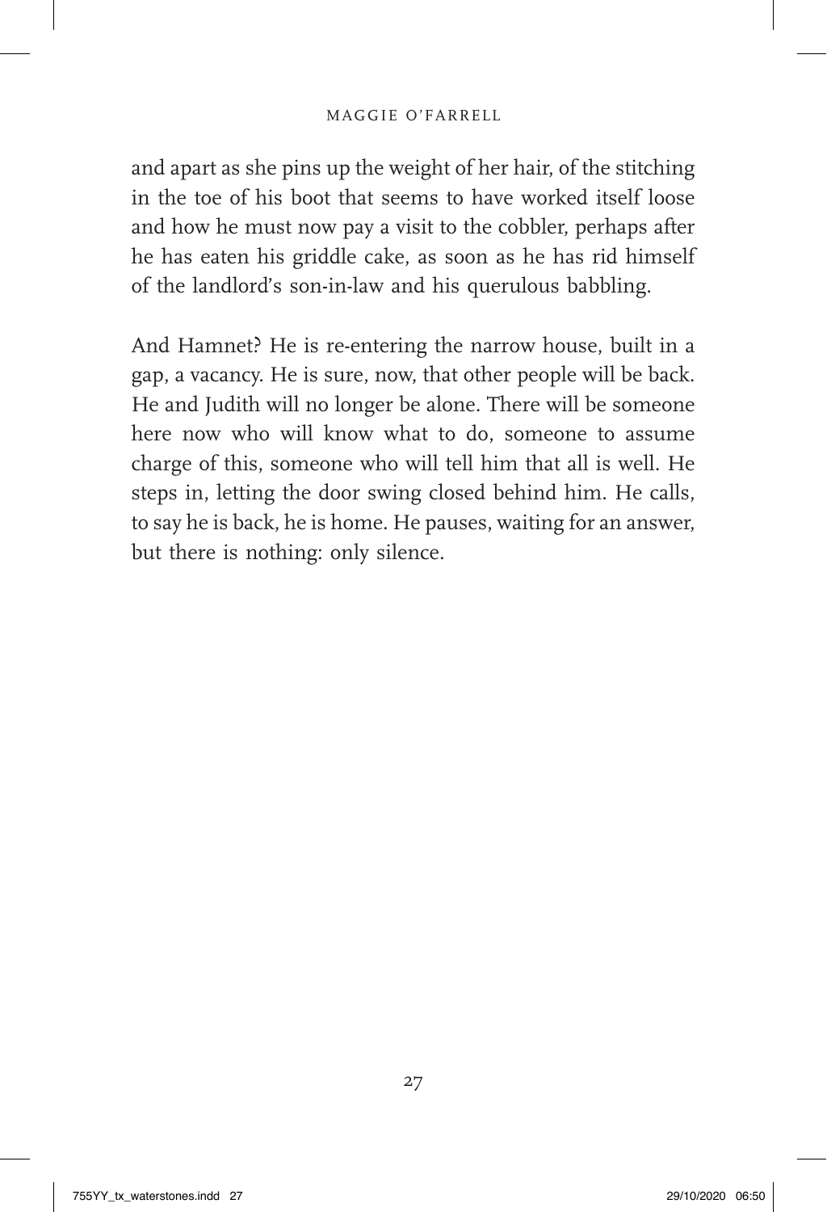and apart as she pins up the weight of her hair, of the stitching in the toe of his boot that seems to have worked itself loose and how he must now pay a visit to the cobbler, perhaps after he has eaten his griddle cake, as soon as he has rid himself of the landlord's son-in-law and his querulous babbling.

And Hamnet? He is re-entering the narrow house, built in a gap, a vacancy. He is sure, now, that other people will be back. He and Judith will no longer be alone. There will be someone here now who will know what to do, someone to assume charge of this, someone who will tell him that all is well. He steps in, letting the door swing closed behind him. He calls, to say he is back, he is home. He pauses, waiting for an answer, but there is nothing: only silence.